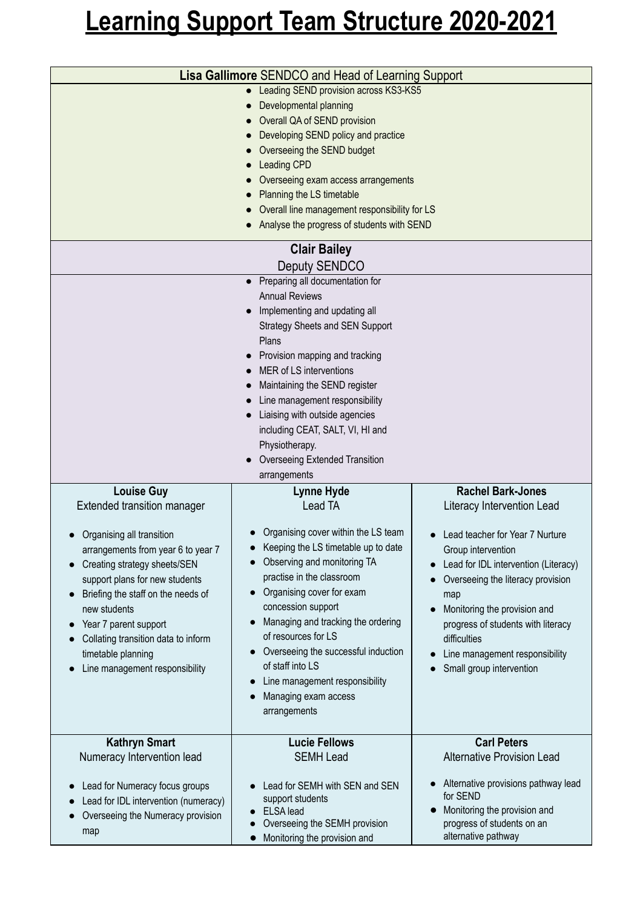# Learning Support Team Structure 2020-2021

**Lisa Gallimore** SENDCO and Head of Learning Support

- Leading SEND provision across KS3-KS5
- Developmental planning
- Overall QA of SEND provision
- Developing SEND policy and practice
- Overseeing the SEND budget
- Leading CPD
- Overseeing exam access arrangements
- Planning the LS timetable
- Overall line management responsibility for LS
- Analyse the progress of students with SEND

**Clair Bailey**
Deputy SENDCO

- Preparing all documentation for Annual Reviews
- Implementing and updating all Strategy Sheets and SEN Support Plans
- Provision mapping and tracking
- MER of LS interventions
- Maintaining the SEND register
- Line management responsibility
- Liaising with outside agencies including CEAT, SALT, VI, HI and Physiotherapy.
- Overseeing Extended Transition arrangements

**Louise Guy**
Extended transition manager

- Organising all transition arrangements from year 6 to year 7
- Creating strategy sheets/SEN support plans for new students
- Briefing the staff on the needs of new students
- Year 7 parent support
- Collating transition data to inform timetable planning
- Line management responsibility

**Lynne Hyde**
Lead TA

- Organising cover within the LS team
- Keeping the LS timetable up to date
- Observing and monitoring TA practise in the classroom
- Organising cover for exam concession support
- Managing and tracking the ordering of resources for LS
- Overseeing the successful induction of staff into LS
- Line management responsibility
- Managing exam access arrangements

**Rachel Bark-Jones**
Literacy Intervention Lead

- Lead teacher for Year 7 Nurture Group intervention
- Lead for IDL intervention (Literacy)
- Overseeing the literacy provision map
- Monitoring the provision and progress of students with literacy difficulties
- Line management responsibility
- Small group intervention

**Kathryn Smart**
Numeracy Intervention lead

- Lead for Numeracy focus groups
- Lead for IDL intervention (numeracy)
- Overseeing the Numeracy provision map

**Lucie Fellows**
SEMH Lead

- Lead for SEMH with SEN and SEN support students
- ELSA lead
- Overseeing the SEMH provision
- Monitoring the provision and

**Carl Peters**
Alternative Provision Lead

- Alternative provisions pathway lead for SEND
- Monitoring the provision and progress of students on an alternative pathway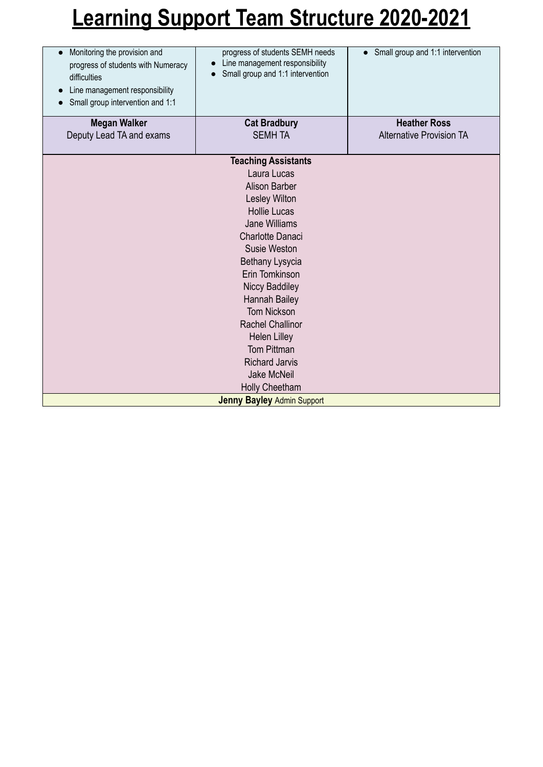# Learning Support Team Structure 2020-2021

| | | |
|---|---|---|
| • Monitoring the provision and progress of students with Numeracy difficulties<br>• Line management responsibility<br>• Small group intervention and 1:1 | progress of students SEMH needs<br>• Line management responsibility<br>• Small group and 1:1 intervention | • Small group and 1:1 intervention |
| **Megan Walker**<br>Deputy Lead TA and exams | **Cat Bradbury**<br>SEMH TA | **Heather Ross**<br>Alternative Provision TA |

**Teaching Assistants**

Laura Lucas
Alison Barber
Lesley Wilton
Hollie Lucas
Jane Williams
Charlotte Danaci
Susie Weston
Bethany Lysycia
Erin Tomkinson
Niccy Baddiley
Hannah Bailey
Tom Nickson
Rachel Challinor
Helen Lilley
Tom Pittman
Richard Jarvis
Jake McNeil
Holly Cheetham

**Jenny Bayley** Admin Support